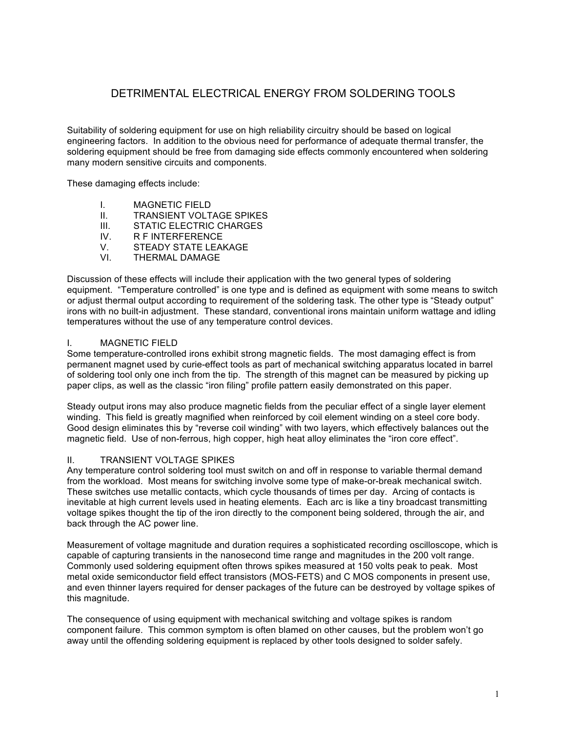# DETRIMENTAL ELECTRICAL ENERGY FROM SOLDERING TOOLS

Suitability of soldering equipment for use on high reliability circuitry should be based on logical engineering factors. In addition to the obvious need for performance of adequate thermal transfer, the soldering equipment should be free from damaging side effects commonly encountered when soldering many modern sensitive circuits and components.

These damaging effects include:

I. MAGNETIC FIELD
II. TRANSIENT VOLTAGE SPIKES
III. STATIC ELECTRIC CHARGES
IV. R F INTERFERENCE
V. STEADY STATE LEAKAGE
VI. THERMAL DAMAGE

Discussion of these effects will include their application with the two general types of soldering equipment. "Temperature controlled" is one type and is defined as equipment with some means to switch or adjust thermal output according to requirement of the soldering task. The other type is "Steady output" irons with no built-in adjustment. These standard, conventional irons maintain uniform wattage and idling temperatures without the use of any temperature control devices.

## I. MAGNETIC FIELD

Some temperature-controlled irons exhibit strong magnetic fields. The most damaging effect is from permanent magnet used by curie-effect tools as part of mechanical switching apparatus located in barrel of soldering tool only one inch from the tip. The strength of this magnet can be measured by picking up paper clips, as well as the classic "iron filing" profile pattern easily demonstrated on this paper.

Steady output irons may also produce magnetic fields from the peculiar effect of a single layer element winding. This field is greatly magnified when reinforced by coil element winding on a steel core body. Good design eliminates this by "reverse coil winding" with two layers, which effectively balances out the magnetic field. Use of non-ferrous, high copper, high heat alloy eliminates the "iron core effect".

## II. TRANSIENT VOLTAGE SPIKES

Any temperature control soldering tool must switch on and off in response to variable thermal demand from the workload. Most means for switching involve some type of make-or-break mechanical switch. These switches use metallic contacts, which cycle thousands of times per day. Arcing of contacts is inevitable at high current levels used in heating elements. Each arc is like a tiny broadcast transmitting voltage spikes thought the tip of the iron directly to the component being soldered, through the air, and back through the AC power line.

Measurement of voltage magnitude and duration requires a sophisticated recording oscilloscope, which is capable of capturing transients in the nanosecond time range and magnitudes in the 200 volt range. Commonly used soldering equipment often throws spikes measured at 150 volts peak to peak. Most metal oxide semiconductor field effect transistors (MOS-FETS) and C MOS components in present use, and even thinner layers required for denser packages of the future can be destroyed by voltage spikes of this magnitude.

The consequence of using equipment with mechanical switching and voltage spikes is random component failure. This common symptom is often blamed on other causes, but the problem won't go away until the offending soldering equipment is replaced by other tools designed to solder safely.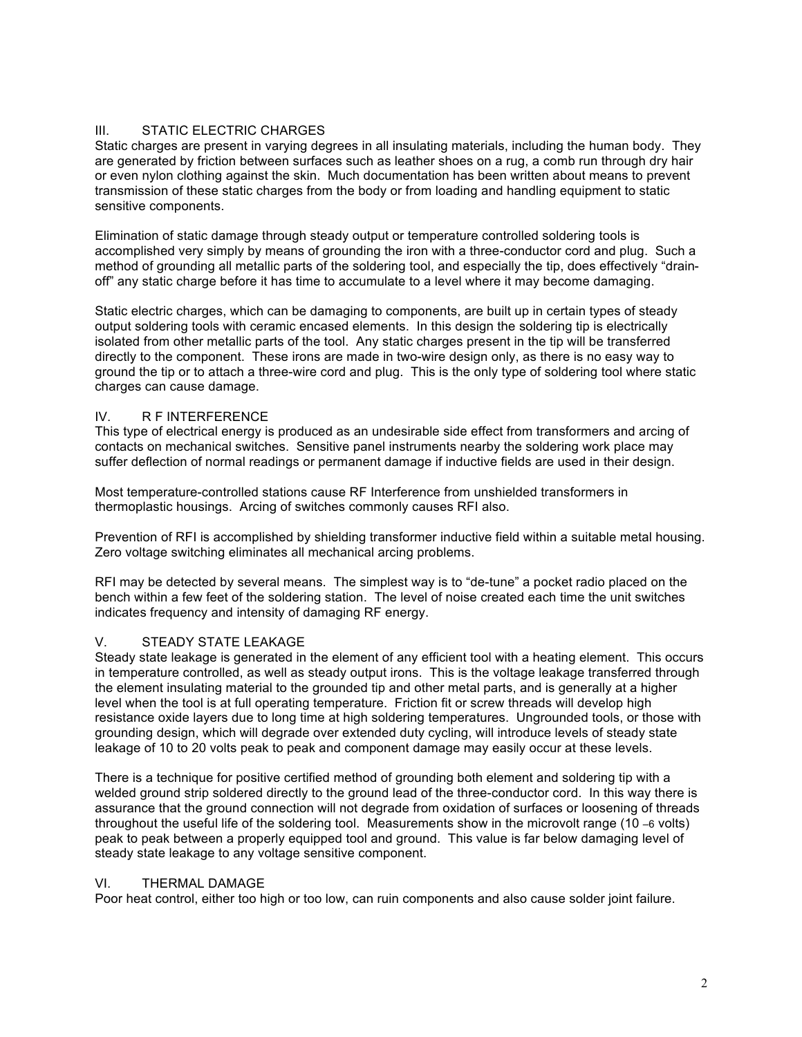## III. STATIC ELECTRIC CHARGES

Static charges are present in varying degrees in all insulating materials, including the human body. They are generated by friction between surfaces such as leather shoes on a rug, a comb run through dry hair or even nylon clothing against the skin. Much documentation has been written about means to prevent transmission of these static charges from the body or from loading and handling equipment to static sensitive components.

Elimination of static damage through steady output or temperature controlled soldering tools is accomplished very simply by means of grounding the iron with a three-conductor cord and plug. Such a method of grounding all metallic parts of the soldering tool, and especially the tip, does effectively "drain-off" any static charge before it has time to accumulate to a level where it may become damaging.

Static electric charges, which can be damaging to components, are built up in certain types of steady output soldering tools with ceramic encased elements. In this design the soldering tip is electrically isolated from other metallic parts of the tool. Any static charges present in the tip will be transferred directly to the component. These irons are made in two-wire design only, as there is no easy way to ground the tip or to attach a three-wire cord and plug. This is the only type of soldering tool where static charges can cause damage.

## IV. R F INTERFERENCE

This type of electrical energy is produced as an undesirable side effect from transformers and arcing of contacts on mechanical switches. Sensitive panel instruments nearby the soldering work place may suffer deflection of normal readings or permanent damage if inductive fields are used in their design.

Most temperature-controlled stations cause RF Interference from unshielded transformers in thermoplastic housings. Arcing of switches commonly causes RFI also.

Prevention of RFI is accomplished by shielding transformer inductive field within a suitable metal housing. Zero voltage switching eliminates all mechanical arcing problems.

RFI may be detected by several means. The simplest way is to "de-tune" a pocket radio placed on the bench within a few feet of the soldering station. The level of noise created each time the unit switches indicates frequency and intensity of damaging RF energy.

## V. STEADY STATE LEAKAGE

Steady state leakage is generated in the element of any efficient tool with a heating element. This occurs in temperature controlled, as well as steady output irons. This is the voltage leakage transferred through the element insulating material to the grounded tip and other metal parts, and is generally at a higher level when the tool is at full operating temperature. Friction fit or screw threads will develop high resistance oxide layers due to long time at high soldering temperatures. Ungrounded tools, or those with grounding design, which will degrade over extended duty cycling, will introduce levels of steady state leakage of 10 to 20 volts peak to peak and component damage may easily occur at these levels.

There is a technique for positive certified method of grounding both element and soldering tip with a welded ground strip soldered directly to the ground lead of the three-conductor cord. In this way there is assurance that the ground connection will not degrade from oxidation of surfaces or loosening of threads throughout the useful life of the soldering tool. Measurements show in the microvolt range ($10^{-6}$ volts) peak to peak between a properly equipped tool and ground. This value is far below damaging level of steady state leakage to any voltage sensitive component.

## VI. THERMAL DAMAGE

Poor heat control, either too high or too low, can ruin components and also cause solder joint failure.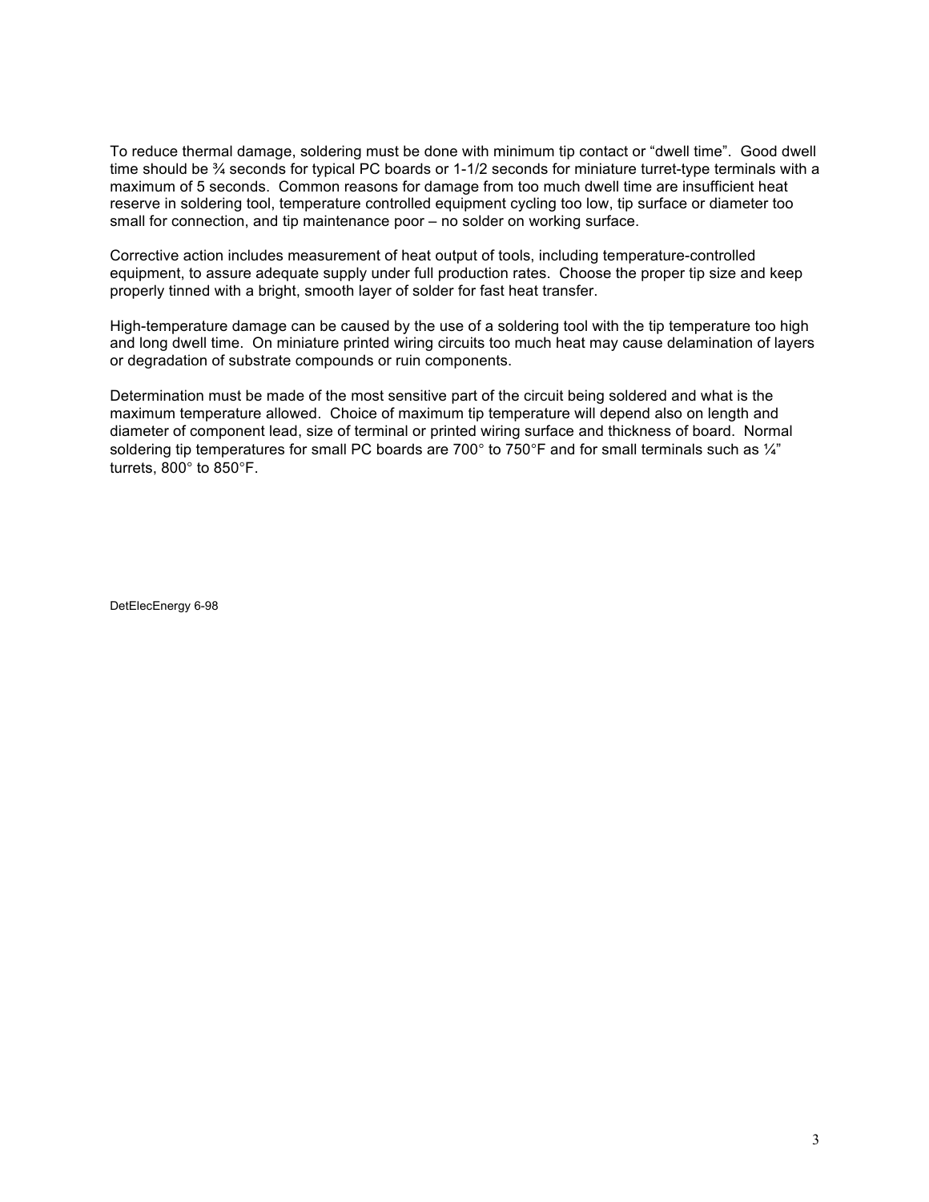To reduce thermal damage, soldering must be done with minimum tip contact or "dwell time". Good dwell time should be ¾ seconds for typical PC boards or 1-1/2 seconds for miniature turret-type terminals with a maximum of 5 seconds. Common reasons for damage from too much dwell time are insufficient heat reserve in soldering tool, temperature controlled equipment cycling too low, tip surface or diameter too small for connection, and tip maintenance poor – no solder on working surface.

Corrective action includes measurement of heat output of tools, including temperature-controlled equipment, to assure adequate supply under full production rates. Choose the proper tip size and keep properly tinned with a bright, smooth layer of solder for fast heat transfer.

High-temperature damage can be caused by the use of a soldering tool with the tip temperature too high and long dwell time. On miniature printed wiring circuits too much heat may cause delamination of layers or degradation of substrate compounds or ruin components.

Determination must be made of the most sensitive part of the circuit being soldered and what is the maximum temperature allowed. Choice of maximum tip temperature will depend also on length and diameter of component lead, size of terminal or printed wiring surface and thickness of board. Normal soldering tip temperatures for small PC boards are 700° to 750°F and for small terminals such as ¼" turrets, 800° to 850°F.

DetElecEnergy 6-98